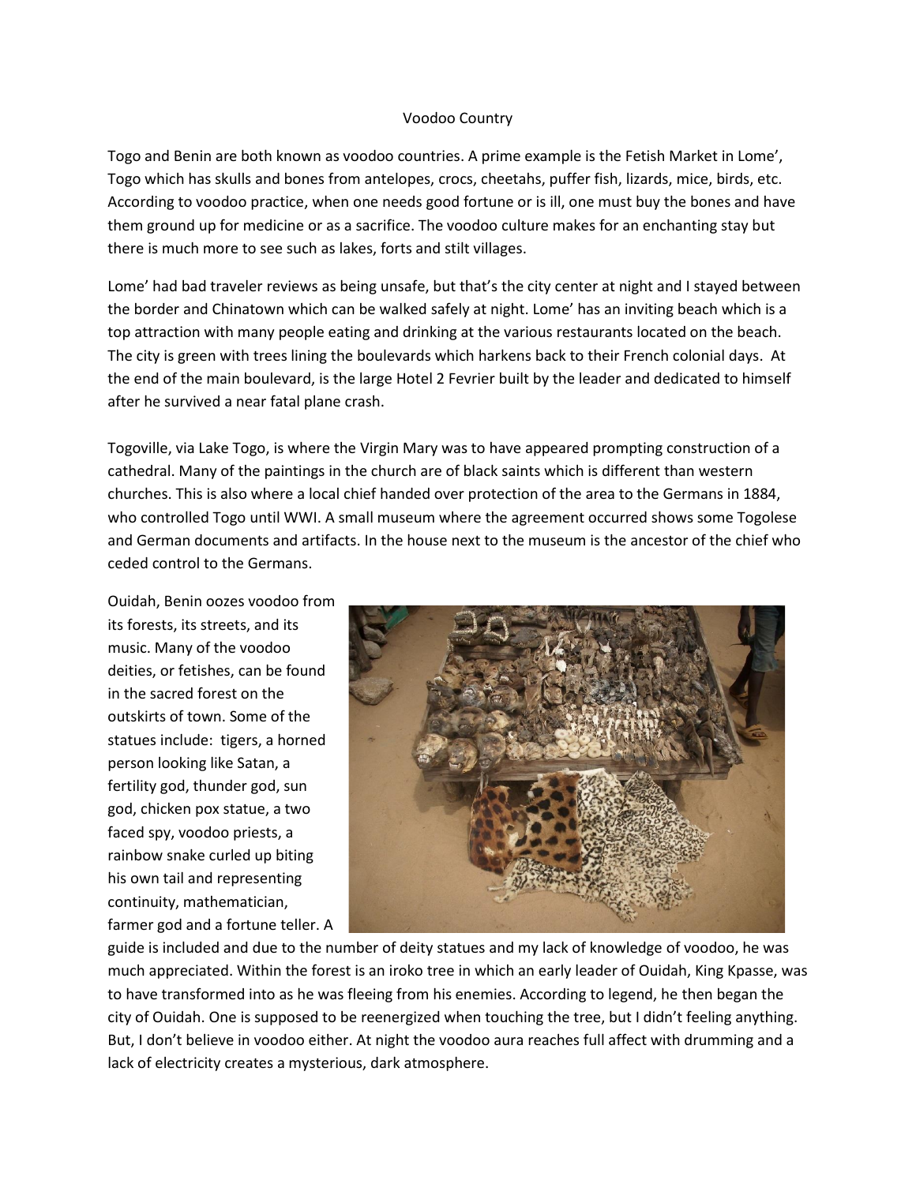# Voodoo Country

Togo and Benin are both known as voodoo countries. A prime example is the Fetish Market in Lome', Togo which has skulls and bones from antelopes, crocs, cheetahs, puffer fish, lizards, mice, birds, etc. According to voodoo practice, when one needs good fortune or is ill, one must buy the bones and have them ground up for medicine or as a sacrifice. The voodoo culture makes for an enchanting stay but there is much more to see such as lakes, forts and stilt villages.

Lome' had bad traveler reviews as being unsafe, but that's the city center at night and I stayed between the border and Chinatown which can be walked safely at night. Lome' has an inviting beach which is a top attraction with many people eating and drinking at the various restaurants located on the beach. The city is green with trees lining the boulevards which harkens back to their French colonial days. At the end of the main boulevard, is the large Hotel 2 Fevrier built by the leader and dedicated to himself after he survived a near fatal plane crash.

Togoville, via Lake Togo, is where the Virgin Mary was to have appeared prompting construction of a cathedral. Many of the paintings in the church are of black saints which is different than western churches. This is also where a local chief handed over protection of the area to the Germans in 1884, who controlled Togo until WWI. A small museum where the agreement occurred shows some Togolese and German documents and artifacts. In the house next to the museum is the ancestor of the chief who ceded control to the Germans.

Ouidah, Benin oozes voodoo from its forests, its streets, and its music. Many of the voodoo deities, or fetishes, can be found in the sacred forest on the outskirts of town. Some of the statues include: tigers, a horned person looking like Satan, a fertility god, thunder god, sun god, chicken pox statue, a two faced spy, voodoo priests, a rainbow snake curled up biting his own tail and representing continuity, mathematician, farmer god and a fortune teller. A guide is included and due to the number of deity statues and my lack of knowledge of voodoo, he was much appreciated. Within the forest is an iroko tree in which an early leader of Ouidah, King Kpasse, was to have transformed into as he was fleeing from his enemies. According to legend, he then began the city of Ouidah. One is supposed to be reenergized when touching the tree, but I didn't feeling anything. But, I don't believe in voodoo either. At night the voodoo aura reaches full affect with drumming and a lack of electricity creates a mysterious, dark atmosphere.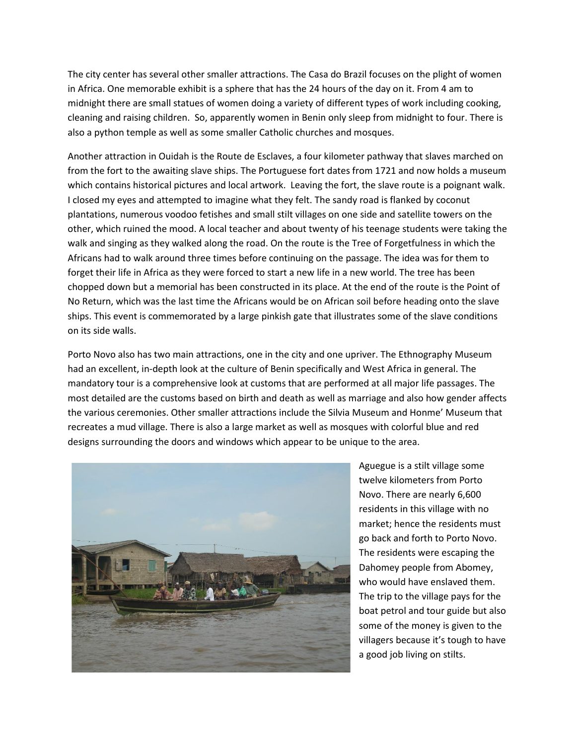The city center has several other smaller attractions. The Casa do Brazil focuses on the plight of women in Africa. One memorable exhibit is a sphere that has the 24 hours of the day on it. From 4 am to midnight there are small statues of women doing a variety of different types of work including cooking, cleaning and raising children. So, apparently women in Benin only sleep from midnight to four. There is also a python temple as well as some smaller Catholic churches and mosques.

Another attraction in Ouidah is the Route de Esclaves, a four kilometer pathway that slaves marched on from the fort to the awaiting slave ships. The Portuguese fort dates from 1721 and now holds a museum which contains historical pictures and local artwork. Leaving the fort, the slave route is a poignant walk. I closed my eyes and attempted to imagine what they felt. The sandy road is flanked by coconut plantations, numerous voodoo fetishes and small stilt villages on one side and satellite towers on the other, which ruined the mood. A local teacher and about twenty of his teenage students were taking the walk and singing as they walked along the road. On the route is the Tree of Forgetfulness in which the Africans had to walk around three times before continuing on the passage. The idea was for them to forget their life in Africa as they were forced to start a new life in a new world. The tree has been chopped down but a memorial has been constructed in its place. At the end of the route is the Point of No Return, which was the last time the Africans would be on African soil before heading onto the slave ships. This event is commemorated by a large pinkish gate that illustrates some of the slave conditions on its side walls.

Porto Novo also has two main attractions, one in the city and one upriver. The Ethnography Museum had an excellent, in-depth look at the culture of Benin specifically and West Africa in general. The mandatory tour is a comprehensive look at customs that are performed at all major life passages. The most detailed are the customs based on birth and death as well as marriage and also how gender affects the various ceremonies. Other smaller attractions include the Silvia Museum and Honme' Museum that recreates a mud village. There is also a large market as well as mosques with colorful blue and red designs surrounding the doors and windows which appear to be unique to the area.

Aguegue is a stilt village some twelve kilometers from Porto Novo. There are nearly 6,600 residents in this village with no market; hence the residents must go back and forth to Porto Novo. The residents were escaping the Dahomey people from Abomey, who would have enslaved them. The trip to the village pays for the boat petrol and tour guide but also some of the money is given to the villagers because it's tough to have a good job living on stilts.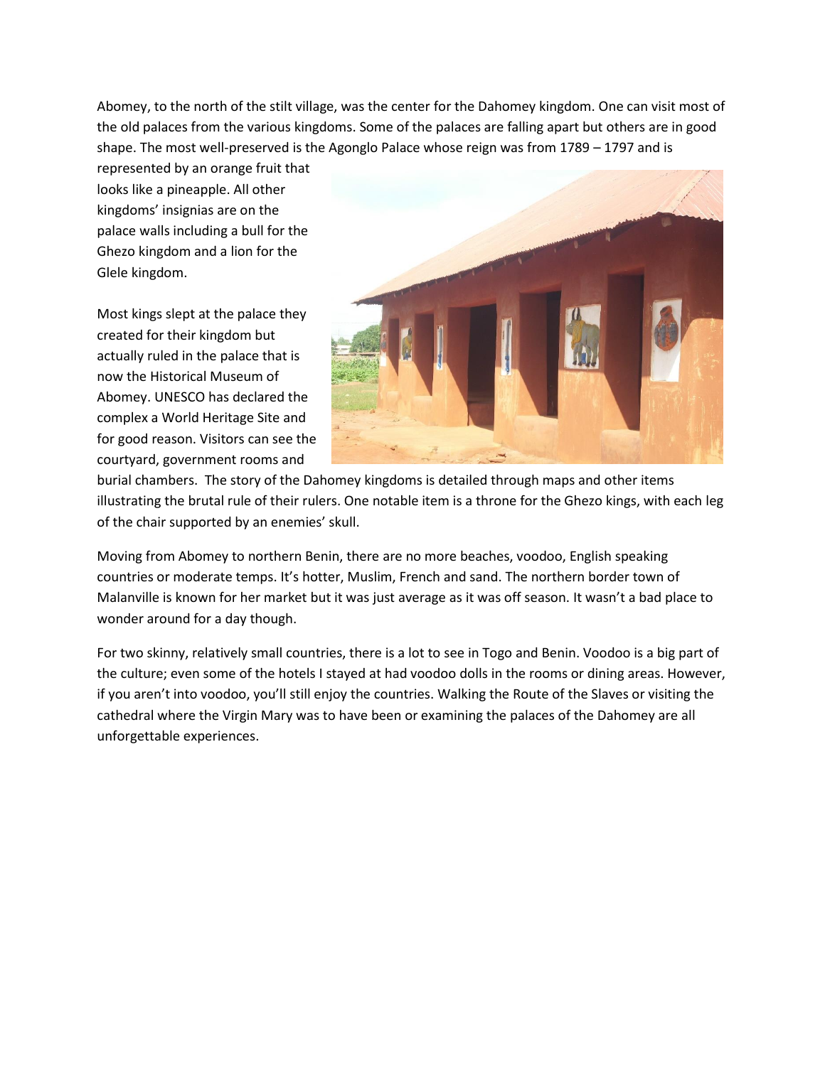Abomey, to the north of the stilt village, was the center for the Dahomey kingdom. One can visit most of the old palaces from the various kingdoms. Some of the palaces are falling apart but others are in good shape. The most well-preserved is the Agonglo Palace whose reign was from 1789 – 1797 and is represented by an orange fruit that looks like a pineapple. All other kingdoms' insignias are on the palace walls including a bull for the Ghezo kingdom and a lion for the Glele kingdom.

Most kings slept at the palace they created for their kingdom but actually ruled in the palace that is now the Historical Museum of Abomey. UNESCO has declared the complex a World Heritage Site and for good reason. Visitors can see the courtyard, government rooms and burial chambers. The story of the Dahomey kingdoms is detailed through maps and other items illustrating the brutal rule of their rulers. One notable item is a throne for the Ghezo kings, with each leg of the chair supported by an enemies' skull.

Moving from Abomey to northern Benin, there are no more beaches, voodoo, English speaking countries or moderate temps. It's hotter, Muslim, French and sand. The northern border town of Malanville is known for her market but it was just average as it was off season. It wasn't a bad place to wonder around for a day though.

For two skinny, relatively small countries, there is a lot to see in Togo and Benin. Voodoo is a big part of the culture; even some of the hotels I stayed at had voodoo dolls in the rooms or dining areas. However, if you aren't into voodoo, you'll still enjoy the countries. Walking the Route of the Slaves or visiting the cathedral where the Virgin Mary was to have been or examining the palaces of the Dahomey are all unforgettable experiences.